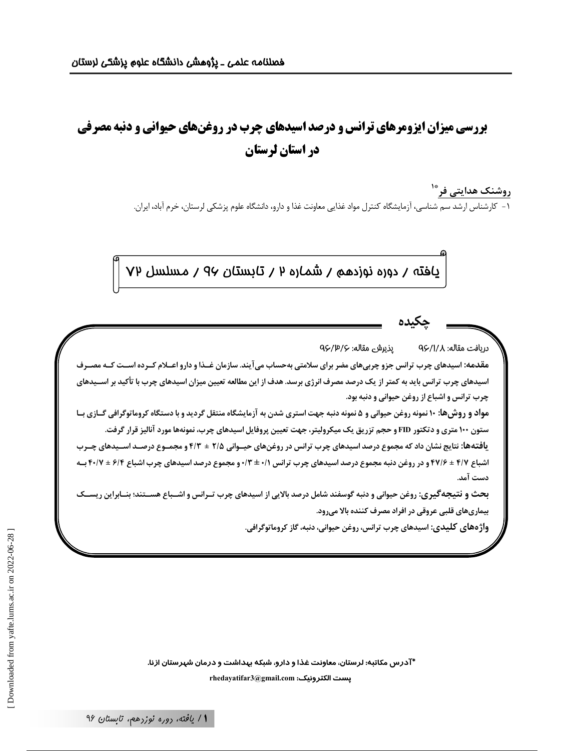# بررسی میزان ایزومرهای ترانس و درصد اسیدهای چرب در روغن‌های حیوانی و دنبه مصرفی در استان لرستان

روشنک هدایتی فر*[۱]

۱- کارشناس ارشد سم شناسی، آزمایشگاه کنترل مواد غذایی معاونت غذا و دارو، دانشگاه علوم پزشکی لرستان، خرم آباد، ایران.

یافته / دوره نوزدهم / شماره ۲ / تابستان ۹۶ / مسلسل ۷۲

## چکیده

دریافت مقاله: ۹۶/۱/۸ پذیرش مقاله: ۹۶/۳/۶

**مقدمه:** اسیدهای چرب ترانس جزو چربی‌های مضر برای سلامتی به‌حساب می‌آیند. سازمان غذا و دارو اعلام کرده است که مصرف اسیدهای چرب ترانس باید به کمتر از یک درصد مصرف انرژی برسد. هدف از این مطالعه تعیین میزان اسیدهای چرب با تأکید بر اسیدهای چرب ترانس و اشباع از روغن حیوانی و دنبه بود.

**مواد و روش‌ها:** ۱۰ نمونه روغن حیوانی و ۵ نمونه دنبه جهت استری شدن به آزمایشگاه منتقل گردید و با دستگاه کروماتوگرافی گازی با ستون ۱۰۰ متری و دتکتور FID و حجم تزریق یک میکرولیتر، جهت تعیین پروفایل اسیدهای چرب، نمونه‌ها مورد آنالیز قرار گرفت.

**یافته‌ها:** نتایج نشان داد که مجموع درصد اسیدهای چرب ترانس در روغن‌های حیوانی ۲/۵ ± ۴/۳ و مجموع درصد اسیدهای چرب اشباع ۴/۷ ± ۴۷/۶ و در روغن دنبه مجموع درصد اسیدهای چرب ترانس ۰/۱ ± ۰/۳ و مجموع درصد اسیدهای چرب اشباع ۶/۴ ± ۴۰/۷ به دست آمد.

**بحث و نتیجه‌گیری:** روغن حیوانی و دنبه گوسفند شامل درصد بالایی از اسیدهای چرب ترانس و اشباع هستند؛ بنابراین ریسک بیماری‌های قلبی عروقی در افراد مصرف کننده بالا می‌رود.

**واژه‌های کلیدی:** اسیدهای چرب ترانس، روغن حیوانی، دنبه، گاز کروماتوگرافی.

*آدرس مکاتبه: لرستان، معاونت غذا و دارو، شبکه بهداشت و درمان شهرستان ازنا.

پست الکترونیک: rhedayatifar3@gmail.com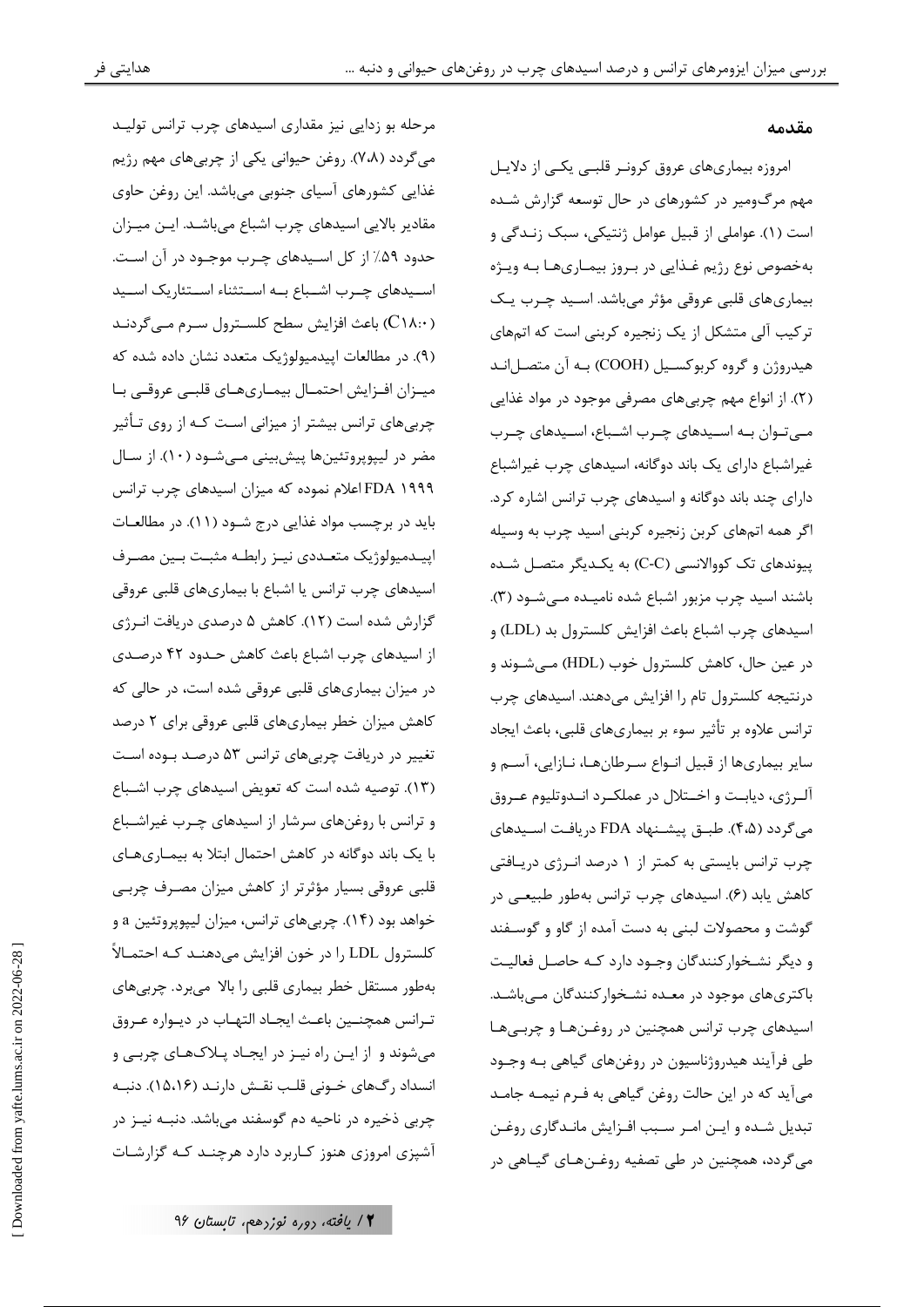## مقدمه

امروزه بیماری‌های عروق کرونر قلبی یکی از دلایل مهم مرگ‌ومیر در کشورهای در حال توسعه گزارش شده است (۱). عواملی از قبیل عوامل ژنتیکی، سبک زندگی و به‌خصوص نوع رژیم غذایی در بروز بیماری‌ها به ویژه بیماری‌های قلبی عروقی مؤثر می‌باشد. اسید چرب یک ترکیب آلی متشکل از یک زنجیره کربنی است که اتم‌های هیدروژن و گروه کربوکسیل (COOH) به آن متصل‌اند (۲). از انواع مهم چربی‌های مصرفی موجود در مواد غذایی می‌توان به اسیدهای چرب اشباع، اسیدهای چرب غیراشباع دارای یک باند دوگانه، اسیدهای چرب غیراشباع دارای چند باند دوگانه و اسیدهای چرب ترانس اشاره کرد. اگر همه اتم‌های کربن زنجیره کربنی اسید چرب به وسیله پیوندهای تک کووالانسی (C-C) به یکدیگر متصل شده باشند اسید چرب مزبور اشباع شده نامیده می‌شود (۳). اسیدهای چرب اشباع باعث افزایش کلسترول بد (LDL) و در عین حال، کاهش کلسترول خوب (HDL) می‌شوند و درنتیجه کلسترول تام را افزایش می‌دهند. اسیدهای چرب ترانس علاوه بر تأثیر سوء بر بیماری‌های قلبی، باعث ایجاد سایر بیماری‌ها از قبیل انواع سرطان‌ها، نازایی، آسم و آلرژی، دیابت و اختلال در عملکرد اندوتلیوم عروق می‌گردد (۴،۵). طبق پیشنهاد FDA دریافت اسیدهای چرب ترانس بایستی به کمتر از ۱ درصد انرژی دریافتی کاهش یابد (۶). اسیدهای چرب ترانس به‌طور طبیعی در گوشت و محصولات لبنی به دست آمده از گاو و گوسفند و دیگر نشخوارکنندگان وجود دارد که حاصل فعالیت باکتری‌های موجود در معده نشخوارکنندگان می‌باشد. اسیدهای چرب ترانس همچنین در روغن‌ها و چربی‌ها طی فرآیند هیدروژناسیون در روغن‌های گیاهی به وجود می‌آید که در این حالت روغن گیاهی به فرم نیمه جامد تبدیل شده و این امر سبب افزایش ماندگاری روغن می‌گردد، همچنین در طی تصفیه روغن‌های گیاهی در مرحله بو زدایی نیز مقداری اسیدهای چرب ترانس تولید می‌گردد (۷،۸). روغن حیوانی یکی از چربی‌های مهم رژیم غذایی کشورهای آسیای جنوبی می‌باشد. این روغن حاوی مقادیر بالایی اسیدهای چرب اشباع می‌باشد. این میزان حدود ۵۹٪ از کل اسیدهای چرب موجود در آن است. اسیدهای چرب اشباع به استثناء استئاریک اسید (C۱۸:۰) باعث افزایش سطح کلسترول سرم می‌گردند (۹). در مطالعات اپیدمیولوژیک متعدد نشان داده شده که میزان افزایش احتمال بیماری‌های قلبی عروقی با چربی‌های ترانس بیشتر از میزانی است که از روی تأثیر مضر در لیپوپروتئین‌ها پیش‌بینی می‌شود (۱۰). از سال ۱۹۹۹ FDA اعلام نموده که میزان اسیدهای چرب ترانس باید در برچسب مواد غذایی درج شود (۱۱). در مطالعات اپیدمیولوژیک متعددی نیز رابطه مثبت بین مصرف اسیدهای چرب ترانس یا اشباع با بیماری‌های قلبی عروقی گزارش شده است (۱۲). کاهش ۵ درصدی دریافت انرژی از اسیدهای چرب اشباع باعث کاهش حدود ۴۲ درصدی در میزان بیماری‌های قلبی عروقی شده است، در حالی که کاهش میزان خطر بیماری‌های قلبی عروقی برای ۲ درصد تغییر در دریافت چربی‌های ترانس ۵۳ درصد بوده است (۱۳). توصیه شده است که تعویض اسیدهای چرب اشباع و ترانس با روغن‌های سرشار از اسیدهای چرب غیراشباع با یک باند دوگانه در کاهش احتمال ابتلا به بیماری‌های قلبی عروقی بسیار مؤثرتر از کاهش میزان مصرف چربی خواهد بود (۱۴). چربی‌های ترانس، میزان لیپوپروتئین a و کلسترول LDL را در خون افزایش می‌دهند که احتمالاً به‌طور مستقل خطر بیماری قلبی را بالا می‌برد. چربی‌های ترانس همچنین باعث ایجاد التهاب در دیواره عروق می‌شوند و از این راه نیز در ایجاد پلاک‌های چربی و انسداد رگ‌های خونی قلب نقش دارند (۱۵،۱۶). دنبه چربی ذخیره در ناحیه دم گوسفند می‌باشد. دنبه نیز در آشپزی امروزی هنوز کاربرد دارد هرچند که گزارشات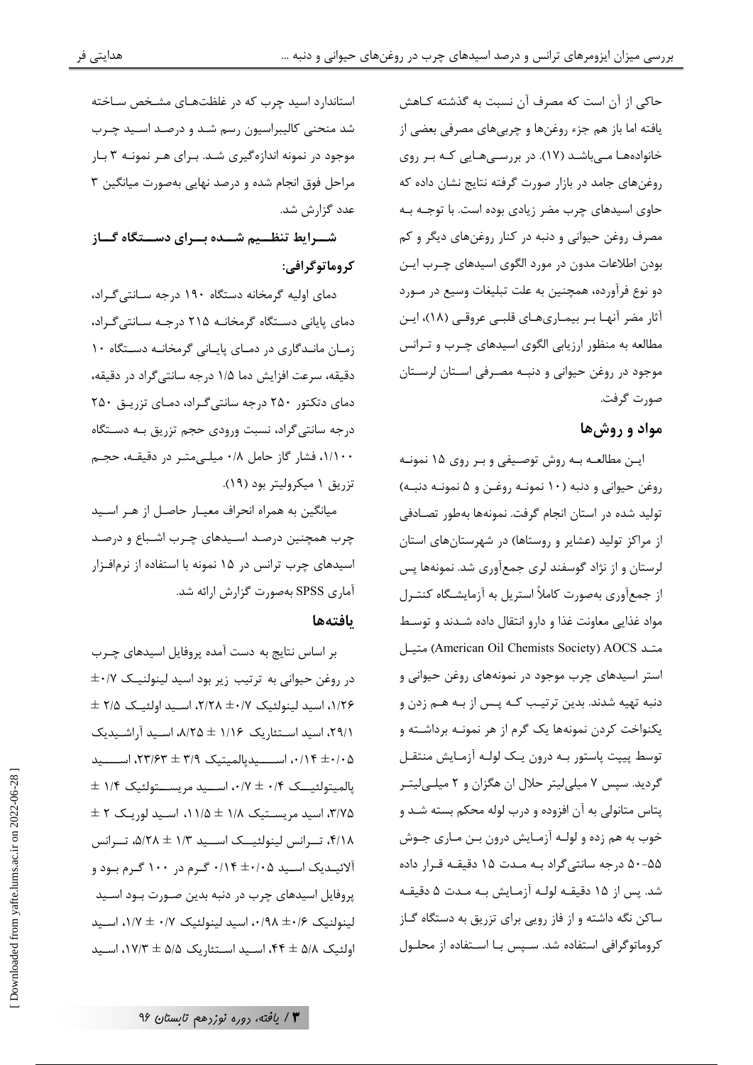حاکی از آن است که مصرف آن نسبت به گذشته کاهش یافته اما باز هم جزء روغن‌ها و چربی‌های مصرفی بعضی از خانواده‌ها می‌باشد (۱۷). در بررسی‌هایی که بر روی روغن‌های جامد در بازار صورت گرفته نتایج نشان داده که حاوی اسیدهای چرب مضر زیادی بوده است. با توجه به مصرف روغن حیوانی و دنبه در کنار روغن‌های دیگر و کم بودن اطلاعات مدون در مورد الگوی اسیدهای چرب این دو نوع فرآورده، همچنین به علت تبلیغات وسیع در مورد آثار مضر آنها بر بیماری‌های قلبی عروقی (۱۸)، این مطالعه به منظور ارزیابی الگوی اسیدهای چرب و ترانس موجود در روغن حیوانی و دنبه مصرفی استان لرستان صورت گرفت.

## مواد و روش‌ها

این مطالعه به روش توصیفی و بر روی ۱۵ نمونه روغن حیوانی و دنبه (۱۰ نمونه روغن و ۵ نمونه دنبه) تولید شده در استان انجام گرفت. نمونه‌ها به‌طور تصادفی از مراکز تولید (عشایر و روستاها) در شهرستان‌های استان لرستان و از نژاد گوسفند لری جمع‌آوری شد. نمونه‌ها پس از جمع‌آوری به‌صورت کاملاً استریل به آزمایشگاه کنترل مواد غذایی معاونت غذا و دارو انتقال داده شدند و توسط متد AOCS (American Oil Chemists Society) متیل استر اسیدهای چرب موجود در نمونه‌های روغن حیوانی و دنبه تهیه شدند. بدین ترتیب که پس از به هم زدن و یکنواخت کردن نمونه‌ها یک گرم از هر نمونه برداشته و توسط پیپت پاستور به درون یک لوله آزمایش منتقل گردید. سپس ۷ میلی‌لیتر حلال ان هگزان و ۲ میلی‌لیتر پتاس متانولی به آن افزوده و درب لوله محکم بسته شد و خوب به هم زده و لوله آزمایش درون بن ماری جوش ۵۵-۵۰ درجه سانتی‌گراد به مدت ۱۵ دقیقه قرار داده شد. پس از ۱۵ دقیقه لوله آزمایش به مدت ۵ دقیقه ساکن نگه داشته و از فاز رویی برای تزریق به دستگاه گاز کروماتوگرافی استفاده شد. سپس با استفاده از محلول استاندارد اسید چرب که در غلظت‌های مشخص ساخته شد منحنی کالیبراسیون رسم شد و درصد اسید چرب موجود در نمونه اندازه‌گیری شد. برای هر نمونه ۳ بار مراحل فوق انجام شده و درصد نهایی به‌صورت میانگین ۳ عدد گزارش شد.

### شرایط تنظیم شده برای دستگاه گاز کروماتوگرافی:

دمای اولیه گرمخانه دستگاه ۱۹۰ درجه سانتی‌گراد، دمای پایانی دستگاه گرمخانه ۲۱۵ درجه سانتی‌گراد، زمان ماندگاری در دمای پایانی گرمخانه دستگاه ۱۰ دقیقه، سرعت افزایش دما ۱/۵ درجه سانتی‌گراد در دقیقه، دمای دتکتور ۲۵۰ درجه سانتی‌گراد، دمای تزریق ۲۵۰ درجه سانتی‌گراد، نسبت ورودی حجم تزریق به دستگاه ۱/۱۰۰، فشار گاز حامل ۰/۸ میلی‌متر در دقیقه، حجم تزریق ۱ میکرولیتر بود (۱۹).

میانگین به همراه انحراف معیار حاصل از هر اسید چرب همچنین درصد اسیدهای چرب اشباع و درصد اسیدهای چرب ترانس در ۱۵ نمونه با استفاده از نرم‌افزار آماری SPSS به‌صورت گزارش ارائه شد.

## یافته‌ها

بر اساس نتایج به دست آمده پروفایل اسیدهای چرب در روغن حیوانی به ترتیب زیر بود اسید لینولنیک ۰/۷± ۱/۲۶، اسید لینولئیک ۰/۷± ۲/۲۸، اسید اولئیک ۲/۵ ± ۲۹/۱، اسید استئاریک ۱/۱۶ ± ۸/۲۵، اسید آراشیدیک ۰/۰۵± ۰/۱۴، اسیدپالمیتیک ۳/۹ ± ۲۳/۶۳، اسید پالمیتولئیک ۰/۴ ± ۰/۷، اسید مریستولئیک ۱/۴ ± ۳/۷۵، اسید مریستیک ۱/۸ ± ۱۱/۵، اسید لوریک ۲ ± ۴/۱۸، ترانس لینولئیک اسید ۱/۳ ± ۵/۲۸، ترانس آلائیدیک اسید ۰/۰۵± ۰/۱۴ گرم در ۱۰۰ گرم بود و پروفایل اسیدهای چرب در دنبه بدین صورت بود اسید لینولنیک ۰/۶± ۰/۹۸، اسید لینولئیک ۰/۷ ± ۱/۷، اسید اولئیک ۵/۸ ± ۴۴، اسید استئاریک ۵/۵ ± ۱۷/۳، اسید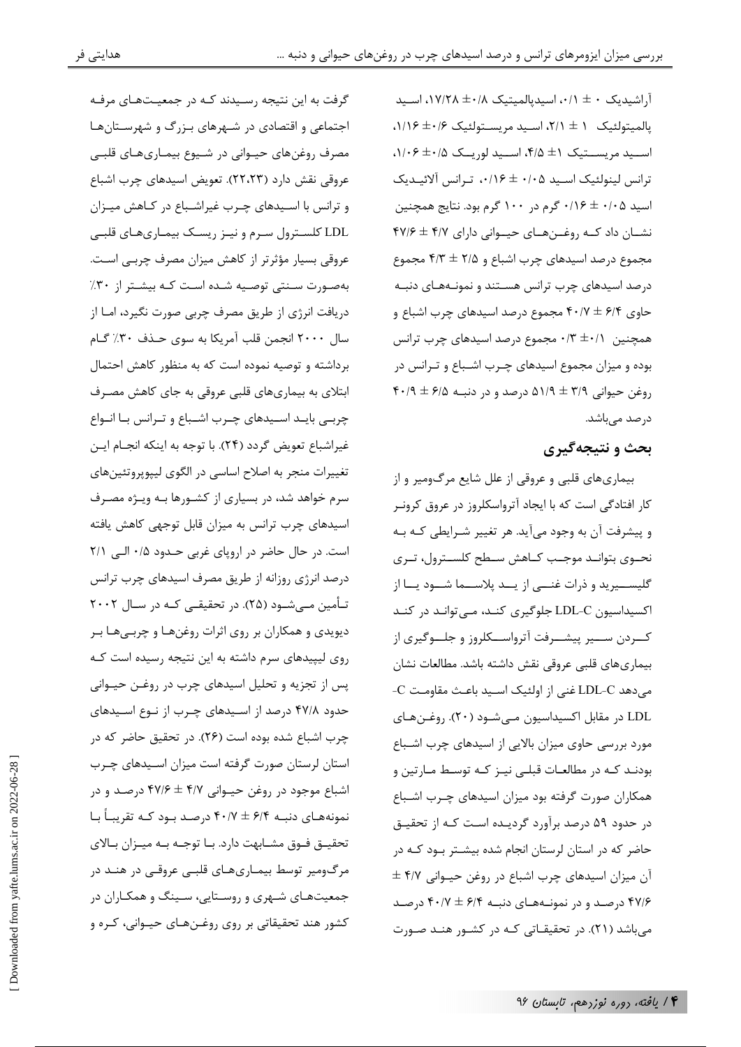آراشیدیک ۰ ± ۰/۱، اسیدپالمیتیک ۰/۸± ۱۷/۲۸، اسید پالمیتولئیک ۱ ± ۲/۱، اسید مریستولئیک ۰/۶± ۱/۱۶، اسید مریستیک ۱± ۴/۵، اسید لوریک ۰/۵± ۱/۰۶، ترانس لینولئیک اسید ۰/۰۵ ± ۰/۱۶، ترانس آلائیدیک اسید ۰/۰۵ ± ۰/۱۶ گرم در ۱۰۰ گرم بود. نتایج همچنین نشان داد که روغن‌های حیوانی دارای ۴/۷ ± ۴۷/۶ مجموع درصد اسیدهای چرب اشباع و ۲/۵ ± ۴/۳ مجموع درصد اسیدهای چرب ترانس هستند و نمونه‌های دنبه حاوی ۶/۴ ± ۴۰/۷ مجموع درصد اسیدهای چرب اشباع و همچنین ۰/۱± ۰/۳ مجموع درصد اسیدهای چرب ترانس بوده و میزان مجموع اسیدهای چرب اشباع و ترانس در روغن حیوانی ۳/۹ ± ۵۱/۹ درصد و در دنبه ۶/۵ ± ۴۰/۹ درصد می‌باشد.

## بحث و نتیجه‌گیری

بیماری‌های قلبی و عروقی از علل شایع مرگ‌ومیر و از کار افتادگی است که با ایجاد آترواسکلروز در عروق کرونر و پیشرفت آن به وجود می‌آید. هر تغییر شرایطی که به نحوی بتواند موجب کاهش سطح کلسترول، تری گلیسرید و ذرات غنی از ید پلاسما شود یا از اکسیداسیون LDL-C جلوگیری کند، می‌تواند در کند کردن سیر پیشرفت آترواسکلروز و جلوگیری از بیماری‌های قلبی عروقی نقش داشته باشد. مطالعات نشان می‌دهد LDL-C غنی از اولئیک اسید باعث مقاومت C-LDL در مقابل اکسیداسیون می‌شود (۲۰). روغن‌های مورد بررسی حاوی میزان بالایی از اسیدهای چرب اشباع بودند که در مطالعات قبلی نیز که توسط مارتین و همکاران صورت گرفته بود میزان اسیدهای چرب اشباع در حدود ۵۹ درصد برآورد گردیده است که از تحقیق حاضر که در استان لرستان انجام شده بیشتر بود که در آن میزان اسیدهای چرب اشباع در روغن حیوانی ۴/۷ ± ۴۷/۶ درصد و در نمونه‌های دنبه ۶/۴ ± ۴۰/۷ درصد می‌باشد (۲۱). در تحقیقاتی که در کشور هند صورت گرفت به این نتیجه رسیدند که در جمعیت‌های مرفه اجتماعی و اقتصادی در شهرهای بزرگ و شهرستان‌ها مصرف روغن‌های حیوانی در شیوع بیماری‌های قلبی عروقی نقش دارد (۲۲،۲۳). تعویض اسیدهای چرب اشباع و ترانس با اسیدهای چرب غیراشباع در کاهش میزان LDL کلسترول سرم و نیز ریسک بیماری‌های قلبی عروقی بسیار مؤثرتر از کاهش میزان مصرف چربی است. به‌صورت سنتی توصیه شده است که بیشتر از ۳۰٪ دریافت انرژی از طریق مصرف چربی صورت نگیرد، اما از سال ۲۰۰۰ انجمن قلب آمریکا به سوی حذف ۳۰٪ گام برداشته و توصیه نموده است که به منظور کاهش احتمال ابتلای به بیماری‌های قلبی عروقی به جای کاهش مصرف چربی باید اسیدهای چرب اشباع و ترانس با انواع غیراشباع تعویض گردد (۲۴). با توجه به اینکه انجام این تغییرات منجر به اصلاح اساسی در الگوی لیپوپروتئین‌های سرم خواهد شد، در بسیاری از کشورها به ویژه مصرف اسیدهای چرب ترانس به میزان قابل توجهی کاهش یافته است. در حال حاضر در اروپای غربی حدود ۰/۵ الی ۲/۱ درصد انرژی روزانه از طریق مصرف اسیدهای چرب ترانس تأمین می‌شود (۲۵). در تحقیقی که در سال ۲۰۰۲ دیویدی و همکاران بر روی اثرات روغن‌ها و چربی‌ها بر روی لیپیدهای سرم داشته به این نتیجه رسیده است که پس از تجزیه و تحلیل اسیدهای چرب در روغن حیوانی حدود ۴۷/۸ درصد از اسیدهای چرب از نوع اسیدهای چرب اشباع شده بوده است (۲۶). در تحقیق حاضر که در استان لرستان صورت گرفته است میزان اسیدهای چرب اشباع موجود در روغن حیوانی ۴/۷ ± ۴۷/۶ درصد و در نمونه‌های دنبه ۶/۴ ± ۴۰/۷ درصد بود که تقریباً با تحقیق فوق مشابهت دارد. با توجه به میزان بالای مرگ‌ومیر توسط بیماری‌های قلبی عروقی در هند در جمعیت‌های شهری و روستایی، سینگ و همکاران در کشور هند تحقیقاتی بر روی روغن‌های حیوانی، کره و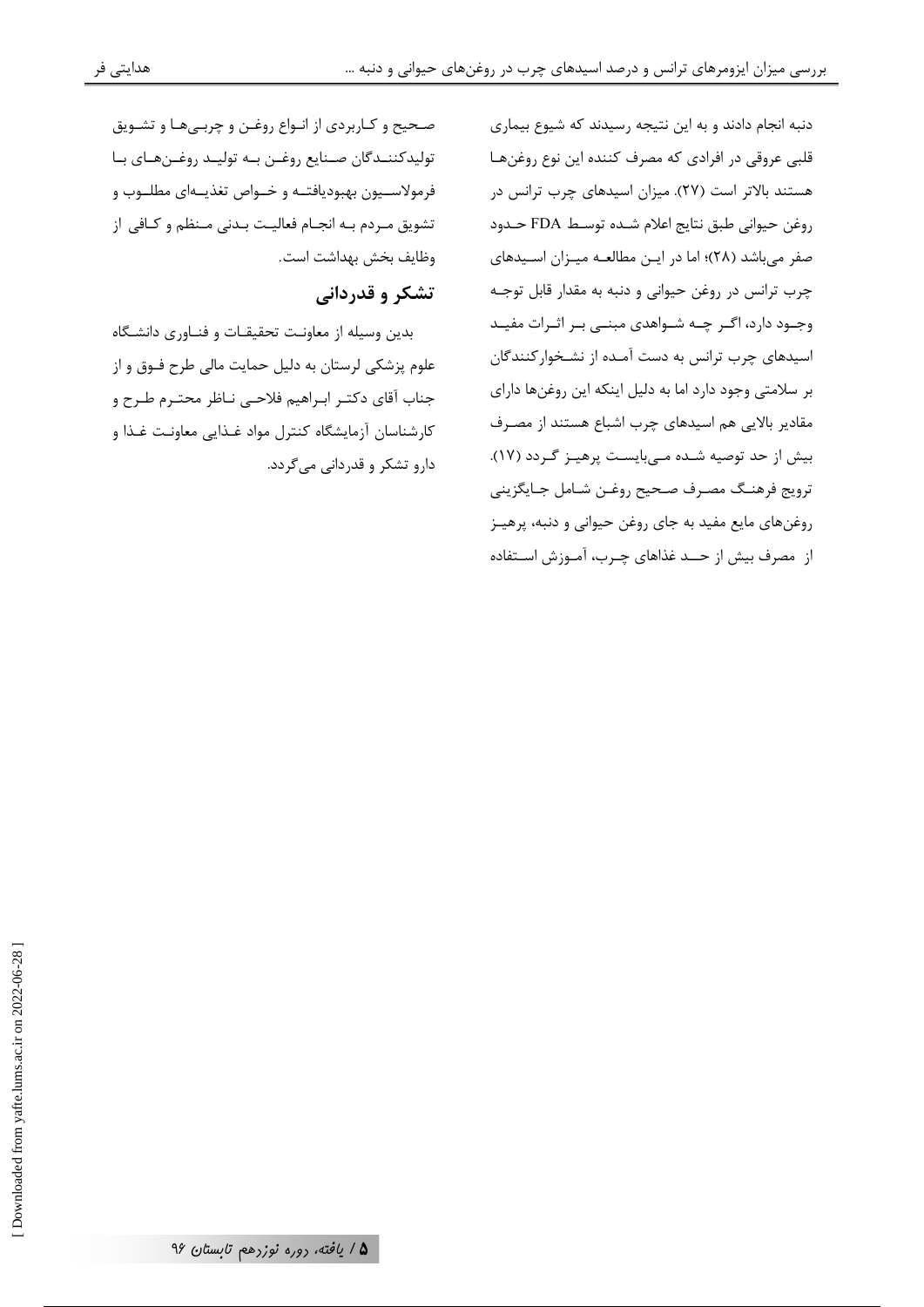دنبه انجام دادند و به این نتیجه رسیدند که شیوع بیماری قلبی عروقی در افرادی که مصرف کننده این نوع روغن‌ها هستند بالاتر است (۲۷). میزان اسیدهای چرب ترانس در روغن حیوانی طبق نتایج اعلام شده توسط FDA حدود صفر می‌باشد (۲۸)؛ اما در این مطالعه میزان اسیدهای چرب ترانس در روغن حیوانی و دنبه به مقدار قابل توجه وجود دارد، اگر چه شواهدی مبنی بر اثرات مفید اسیدهای چرب ترانس به دست آمده از نشخوارکنندگان بر سلامتی وجود دارد اما به دلیل اینکه این روغن‌ها دارای مقادیر بالایی هم اسیدهای چرب اشباع هستند از مصرف بیش از حد توصیه شده می‌بایست پرهیز گردد (۱۷). ترویج فرهنگ مصرف صحیح روغن شامل جایگزینی روغن‌های مایع مفید به جای روغن حیوانی و دنبه، پرهیز از مصرف بیش از حد غذاهای چرب، آموزش استفاده صحیح و کاربردی از انواع روغن و چربی‌ها و تشویق تولیدکنندگان صنایع روغن به تولید روغن‌های با فرمولاسیون بهبودیافته و خواص تغذیه‌ای مطلوب و تشویق مردم به انجام فعالیت بدنی منظم و کافی از وظایف بخش بهداشت است.

## تشکر و قدردانی

بدین وسیله از معاونت تحقیقات و فناوری دانشگاه علوم پزشکی لرستان به دلیل حمایت مالی طرح فوق و از جناب آقای دکتر ابراهیم فلاحی ناظر محترم طرح و کارشناسان آزمایشگاه کنترل مواد غذایی معاونت غذا و دارو تشکر و قدردانی می‌گردد.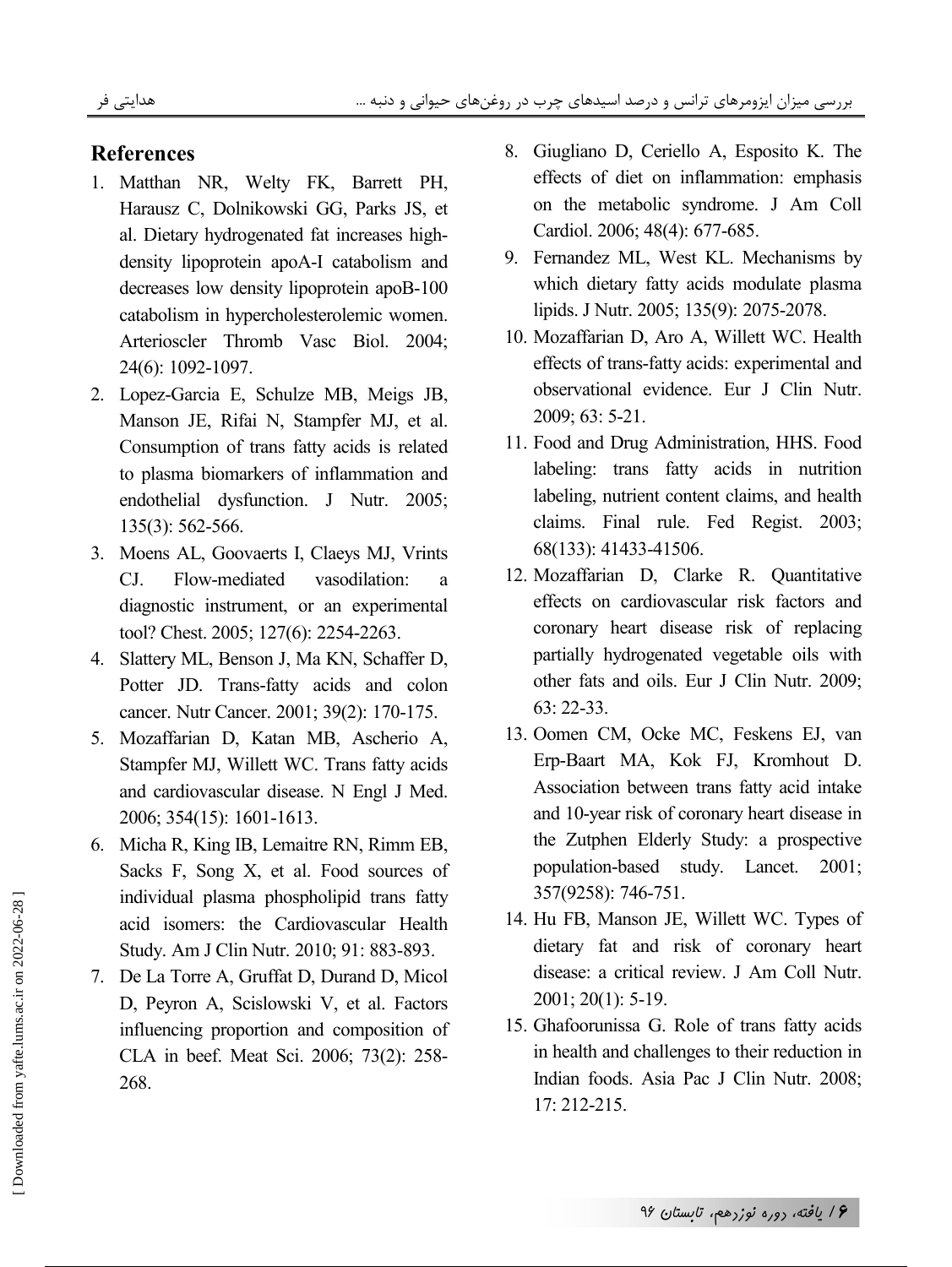## References

1. Matthan NR, Welty FK, Barrett PH, Harausz C, Dolnikowski GG, Parks JS, et al. Dietary hydrogenated fat increases high-density lipoprotein apoA-I catabolism and decreases low density lipoprotein apoB-100 catabolism in hypercholesterolemic women. Arterioscler Thromb Vasc Biol. 2004; 24(6): 1092-1097.
2. Lopez-Garcia E, Schulze MB, Meigs JB, Manson JE, Rifai N, Stampfer MJ, et al. Consumption of trans fatty acids is related to plasma biomarkers of inflammation and endothelial dysfunction. J Nutr. 2005; 135(3): 562-566.
3. Moens AL, Goovaerts I, Claeys MJ, Vrints CJ. Flow-mediated vasodilation: a diagnostic instrument, or an experimental tool? Chest. 2005; 127(6): 2254-2263.
4. Slattery ML, Benson J, Ma KN, Schaffer D, Potter JD. Trans-fatty acids and colon cancer. Nutr Cancer. 2001; 39(2): 170-175.
5. Mozaffarian D, Katan MB, Ascherio A, Stampfer MJ, Willett WC. Trans fatty acids and cardiovascular disease. N Engl J Med. 2006; 354(15): 1601-1613.
6. Micha R, King IB, Lemaitre RN, Rimm EB, Sacks F, Song X, et al. Food sources of individual plasma phospholipid trans fatty acid isomers: the Cardiovascular Health Study. Am J Clin Nutr. 2010; 91: 883-893.
7. De La Torre A, Gruffat D, Durand D, Micol D, Peyron A, Scislowski V, et al. Factors influencing proportion and composition of CLA in beef. Meat Sci. 2006; 73(2): 258-268.
8. Giugliano D, Ceriello A, Esposito K. The effects of diet on inflammation: emphasis on the metabolic syndrome. J Am Coll Cardiol. 2006; 48(4): 677-685.
9. Fernandez ML, West KL. Mechanisms by which dietary fatty acids modulate plasma lipids. J Nutr. 2005; 135(9): 2075-2078.
10. Mozaffarian D, Aro A, Willett WC. Health effects of trans-fatty acids: experimental and observational evidence. Eur J Clin Nutr. 2009; 63: 5-21.
11. Food and Drug Administration, HHS. Food labeling: trans fatty acids in nutrition labeling, nutrient content claims, and health claims. Final rule. Fed Regist. 2003; 68(133): 41433-41506.
12. Mozaffarian D, Clarke R. Quantitative effects on cardiovascular risk factors and coronary heart disease risk of replacing partially hydrogenated vegetable oils with other fats and oils. Eur J Clin Nutr. 2009; 63: 22-33.
13. Oomen CM, Ocke MC, Feskens EJ, van Erp-Baart MA, Kok FJ, Kromhout D. Association between trans fatty acid intake and 10-year risk of coronary heart disease in the Zutphen Elderly Study: a prospective population-based study. Lancet. 2001; 357(9258): 746-751.
14. Hu FB, Manson JE, Willett WC. Types of dietary fat and risk of coronary heart disease: a critical review. J Am Coll Nutr. 2001; 20(1): 5-19.
15. Ghafoorunissa G. Role of trans fatty acids in health and challenges to their reduction in Indian foods. Asia Pac J Clin Nutr. 2008; 17: 212-215.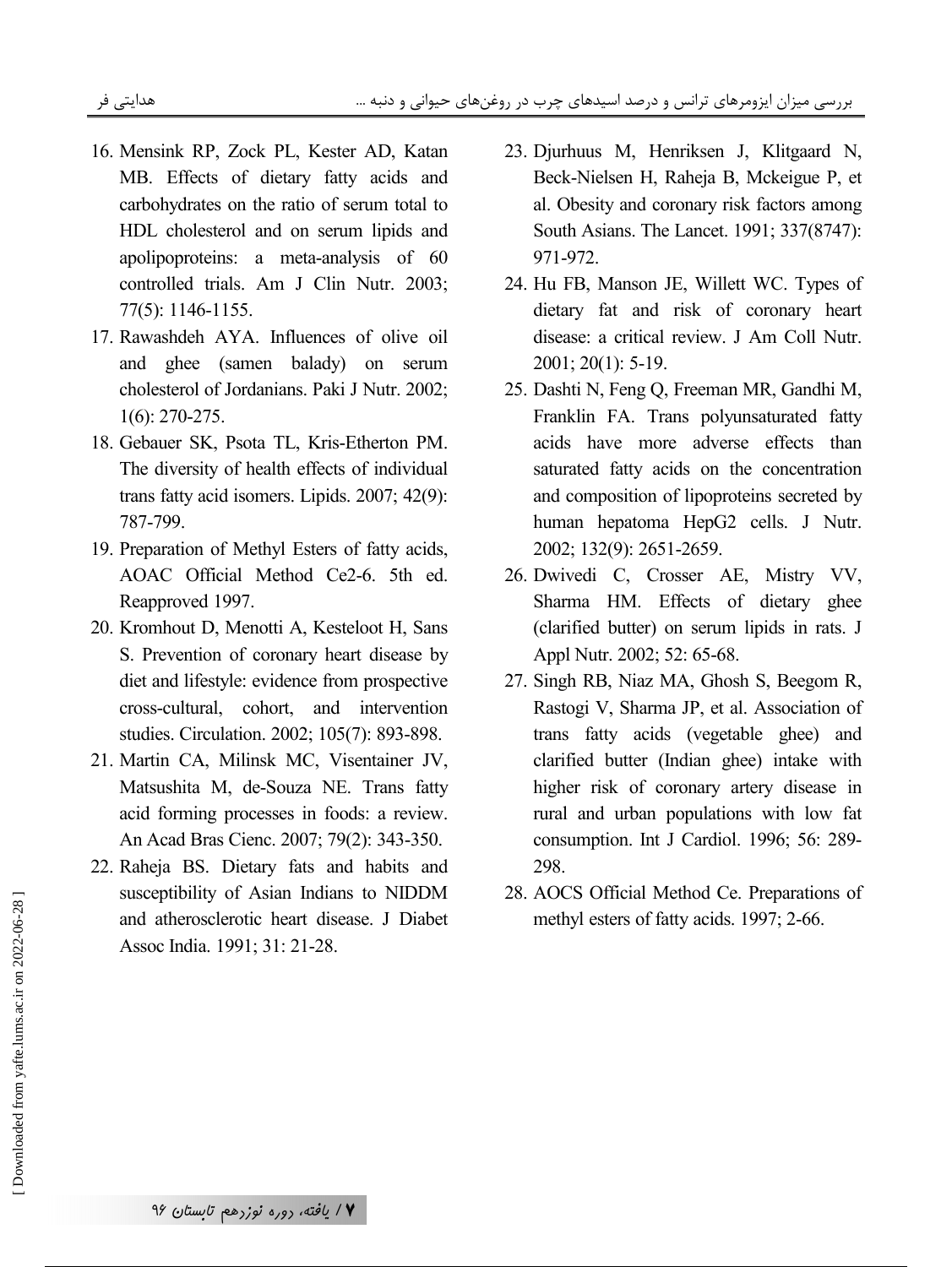16. Mensink RP, Zock PL, Kester AD, Katan MB. Effects of dietary fatty acids and carbohydrates on the ratio of serum total to HDL cholesterol and on serum lipids and apolipoproteins: a meta-analysis of 60 controlled trials. Am J Clin Nutr. 2003; 77(5): 1146-1155.
17. Rawashdeh AYA. Influences of olive oil and ghee (samen balady) on serum cholesterol of Jordanians. Paki J Nutr. 2002; 1(6): 270-275.
18. Gebauer SK, Psota TL, Kris-Etherton PM. The diversity of health effects of individual trans fatty acid isomers. Lipids. 2007; 42(9): 787-799.
19. Preparation of Methyl Esters of fatty acids, AOAC Official Method Ce2-6. 5th ed. Reapproved 1997.
20. Kromhout D, Menotti A, Kesteloot H, Sans S. Prevention of coronary heart disease by diet and lifestyle: evidence from prospective cross-cultural, cohort, and intervention studies. Circulation. 2002; 105(7): 893-898.
21. Martin CA, Milinsk MC, Visentainer JV, Matsushita M, de-Souza NE. Trans fatty acid forming processes in foods: a review. An Acad Bras Cienc. 2007; 79(2): 343-350.
22. Raheja BS. Dietary fats and habits and susceptibility of Asian Indians to NIDDM and atherosclerotic heart disease. J Diabet Assoc India. 1991; 31: 21-28.
23. Djurhuus M, Henriksen J, Klitgaard N, Beck-Nielsen H, Raheja B, Mckeigue P, et al. Obesity and coronary risk factors among South Asians. The Lancet. 1991; 337(8747): 971-972.
24. Hu FB, Manson JE, Willett WC. Types of dietary fat and risk of coronary heart disease: a critical review. J Am Coll Nutr. 2001; 20(1): 5-19.
25. Dashti N, Feng Q, Freeman MR, Gandhi M, Franklin FA. Trans polyunsaturated fatty acids have more adverse effects than saturated fatty acids on the concentration and composition of lipoproteins secreted by human hepatoma HepG2 cells. J Nutr. 2002; 132(9): 2651-2659.
26. Dwivedi C, Crosser AE, Mistry VV, Sharma HM. Effects of dietary ghee (clarified butter) on serum lipids in rats. J Appl Nutr. 2002; 52: 65-68.
27. Singh RB, Niaz MA, Ghosh S, Beegom R, Rastogi V, Sharma JP, et al. Association of trans fatty acids (vegetable ghee) and clarified butter (Indian ghee) intake with higher risk of coronary artery disease in rural and urban populations with low fat consumption. Int J Cardiol. 1996; 56: 289-298.
28. AOCS Official Method Ce. Preparations of methyl esters of fatty acids. 1997; 2-66.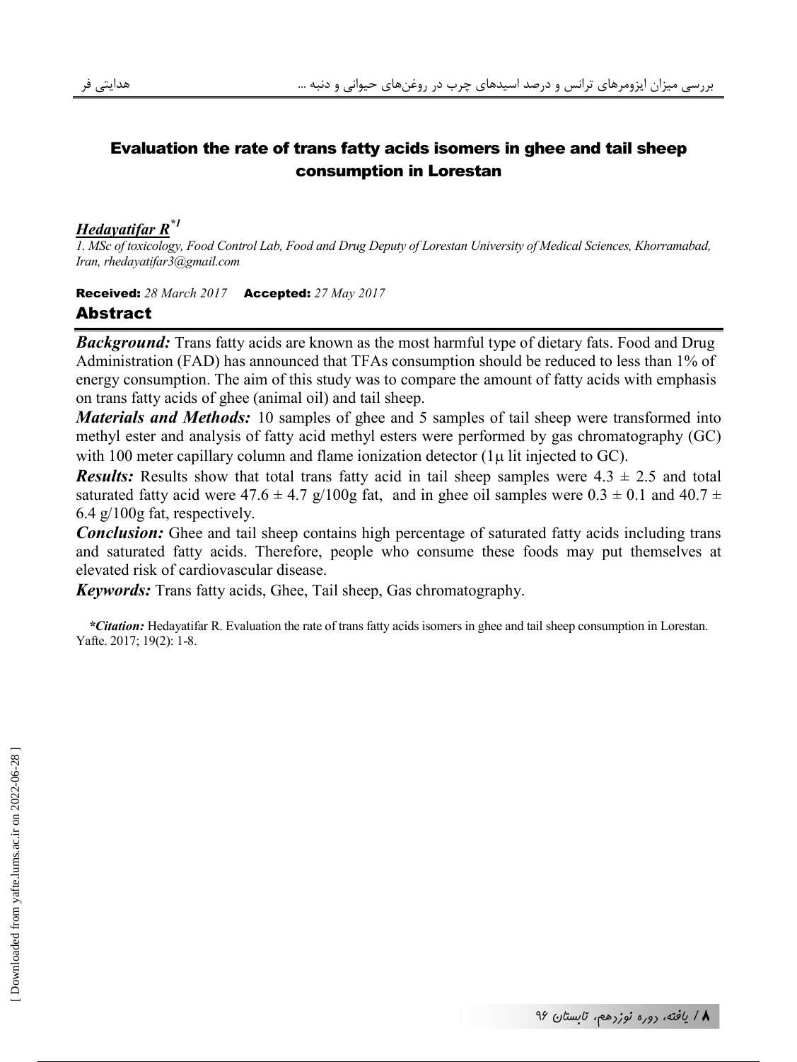# Evaluation the rate of trans fatty acids isomers in ghee and tail sheep consumption in Lorestan

***Hedayatifar R***[*1]

*1. MSc of toxicology, Food Control Lab, Food and Drug Deputy of Lorestan University of Medical Sciences, Khorramabad, Iran, rhedayatifar3@gmail.com*

**Received:** *28 March 2017* **Accepted:** *27 May 2017*

## Abstract

***Background:*** Trans fatty acids are known as the most harmful type of dietary fats. Food and Drug Administration (FAD) has announced that TFAs consumption should be reduced to less than 1% of energy consumption. The aim of this study was to compare the amount of fatty acids with emphasis on trans fatty acids of ghee (animal oil) and tail sheep.

***Materials and Methods:*** 10 samples of ghee and 5 samples of tail sheep were transformed into methyl ester and analysis of fatty acid methyl esters were performed by gas chromatography (GC) with 100 meter capillary column and flame ionization detector (1µ lit injected to GC).

***Results:*** Results show that total trans fatty acid in tail sheep samples were 4.3 ± 2.5 and total saturated fatty acid were 47.6 ± 4.7 g/100g fat, and in ghee oil samples were 0.3 ± 0.1 and 40.7 ± 6.4 g/100g fat, respectively.

***Conclusion:*** Ghee and tail sheep contains high percentage of saturated fatty acids including trans and saturated fatty acids. Therefore, people who consume these foods may put themselves at elevated risk of cardiovascular disease.

***Keywords:*** Trans fatty acids, Ghee, Tail sheep, Gas chromatography.

***Citation:*** Hedayatifar R. Evaluation the rate of trans fatty acids isomers in ghee and tail sheep consumption in Lorestan. Yafte. 2017; 19(2): 1-8.